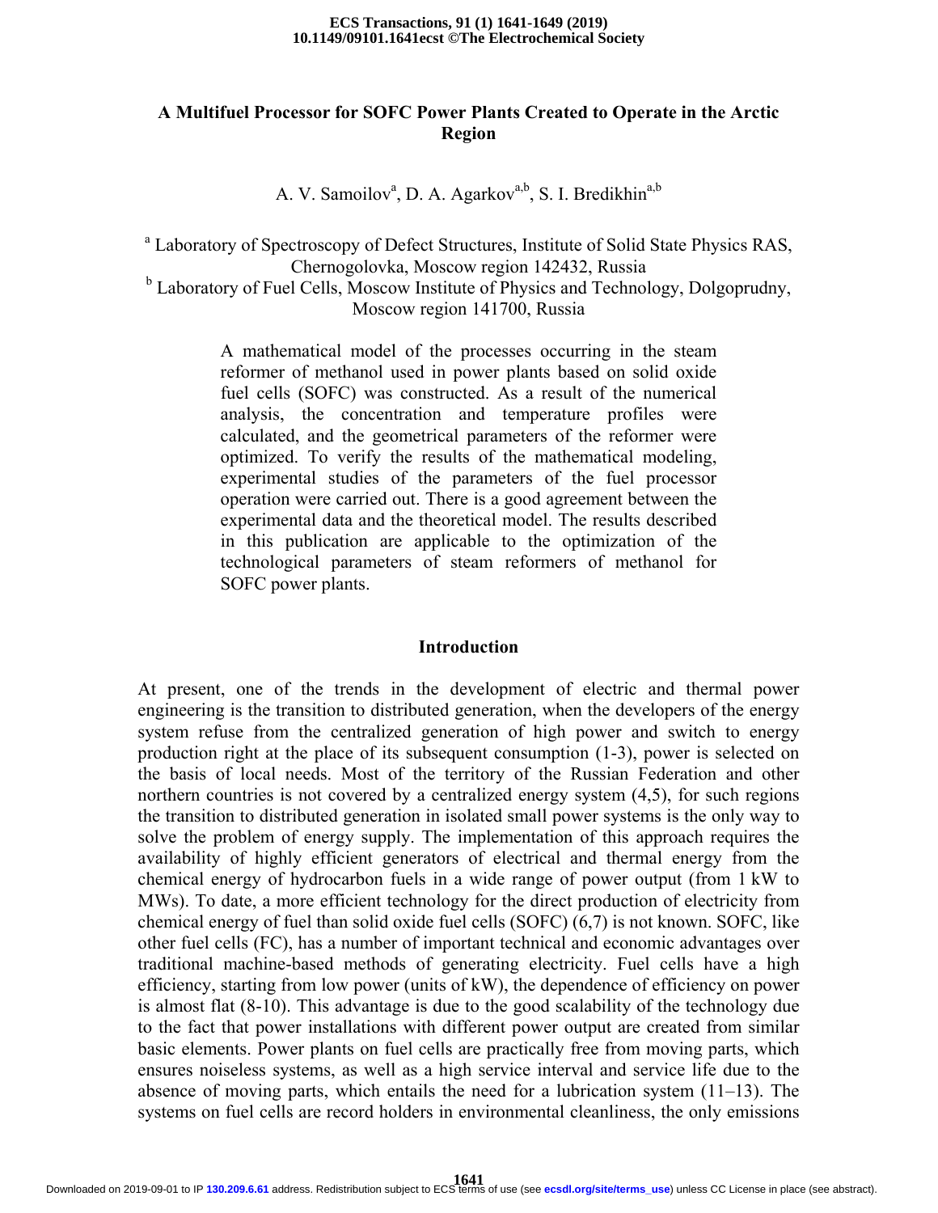# A Multifuel Processor for SOFC Power Plants Created to Operate in the Arctic Region

A. V. Samoilov[a], D. A. Agarkov[a,b], S. I. Bredikhin[a,b]

[a] Laboratory of Spectroscopy of Defect Structures, Institute of Solid State Physics RAS, Chernogolovka, Moscow region 142432, Russia

[b] Laboratory of Fuel Cells, Moscow Institute of Physics and Technology, Dolgoprudny, Moscow region 141700, Russia

> A mathematical model of the processes occurring in the steam reformer of methanol used in power plants based on solid oxide fuel cells (SOFC) was constructed. As a result of the numerical analysis, the concentration and temperature profiles were calculated, and the geometrical parameters of the reformer were optimized. To verify the results of the mathematical modeling, experimental studies of the parameters of the fuel processor operation were carried out. There is a good agreement between the experimental data and the theoretical model. The results described in this publication are applicable to the optimization of the technological parameters of steam reformers of methanol for SOFC power plants.

## Introduction

At present, one of the trends in the development of electric and thermal power engineering is the transition to distributed generation, when the developers of the energy system refuse from the centralized generation of high power and switch to energy production right at the place of its subsequent consumption (1-3), power is selected on the basis of local needs. Most of the territory of the Russian Federation and other northern countries is not covered by a centralized energy system (4,5), for such regions the transition to distributed generation in isolated small power systems is the only way to solve the problem of energy supply. The implementation of this approach requires the availability of highly efficient generators of electrical and thermal energy from the chemical energy of hydrocarbon fuels in a wide range of power output (from 1 kW to MWs). To date, a more efficient technology for the direct production of electricity from chemical energy of fuel than solid oxide fuel cells (SOFC) (6,7) is not known. SOFC, like other fuel cells (FC), has a number of important technical and economic advantages over traditional machine-based methods of generating electricity. Fuel cells have a high efficiency, starting from low power (units of kW), the dependence of efficiency on power is almost flat (8-10). This advantage is due to the good scalability of the technology due to the fact that power installations with different power output are created from similar basic elements. Power plants on fuel cells are practically free from moving parts, which ensures noiseless systems, as well as a high service interval and service life due to the absence of moving parts, which entails the need for a lubrication system (11–13). The systems on fuel cells are record holders in environmental cleanliness, the only emissions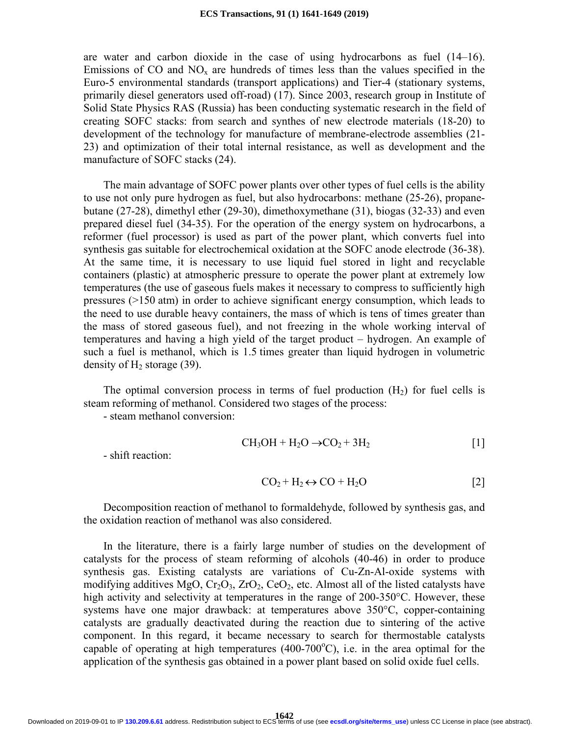are water and carbon dioxide in the case of using hydrocarbons as fuel (14–16). Emissions of CO and $NO_x$ are hundreds of times less than the values specified in the Euro-5 environmental standards (transport applications) and Tier-4 (stationary systems, primarily diesel generators used off-road) (17). Since 2003, research group in Institute of Solid State Physics RAS (Russia) has been conducting systematic research in the field of creating SOFC stacks: from search and synthes of new electrode materials (18-20) to development of the technology for manufacture of membrane-electrode assemblies (21-23) and optimization of their total internal resistance, as well as development and the manufacture of SOFC stacks (24).

The main advantage of SOFC power plants over other types of fuel cells is the ability to use not only pure hydrogen as fuel, but also hydrocarbons: methane (25-26), propane-butane (27-28), dimethyl ether (29-30), dimethoxymethane (31), biogas (32-33) and even prepared diesel fuel (34-35). For the operation of the energy system on hydrocarbons, a reformer (fuel processor) is used as part of the power plant, which converts fuel into synthesis gas suitable for electrochemical oxidation at the SOFC anode electrode (36-38). At the same time, it is necessary to use liquid fuel stored in light and recyclable containers (plastic) at atmospheric pressure to operate the power plant at extremely low temperatures (the use of gaseous fuels makes it necessary to compress to sufficiently high pressures (>150 atm) in order to achieve significant energy consumption, which leads to the need to use durable heavy containers, the mass of which is tens of times greater than the mass of stored gaseous fuel), and not freezing in the whole working interval of temperatures and having a high yield of the target product – hydrogen. An example of such a fuel is methanol, which is 1.5 times greater than liquid hydrogen in volumetric density of $H_2$ storage (39).

The optimal conversion process in terms of fuel production ($H_2$) for fuel cells is steam reforming of methanol. Considered two stages of the process:

- steam methanol conversion:

$$CH_3OH + H_2O \rightarrow CO_2 + 3H_2 \qquad [1]$$

- shift reaction:

$$CO_2 + H_2 \leftrightarrow CO + H_2O \qquad [2]$$

Decomposition reaction of methanol to formaldehyde, followed by synthesis gas, and the oxidation reaction of methanol was also considered.

In the literature, there is a fairly large number of studies on the development of catalysts for the process of steam reforming of alcohols (40-46) in order to produce synthesis gas. Existing catalysts are variations of Cu-Zn-Al-oxide systems with modifying additives MgO, $Cr_2O_3$, $ZrO_2$, $CeO_2$, etc. Almost all of the listed catalysts have high activity and selectivity at temperatures in the range of 200-350°C. However, these systems have one major drawback: at temperatures above 350°C, copper-containing catalysts are gradually deactivated during the reaction due to sintering of the active component. In this regard, it became necessary to search for thermostable catalysts capable of operating at high temperatures (400-700°C), i.e. in the area optimal for the application of the synthesis gas obtained in a power plant based on solid oxide fuel cells.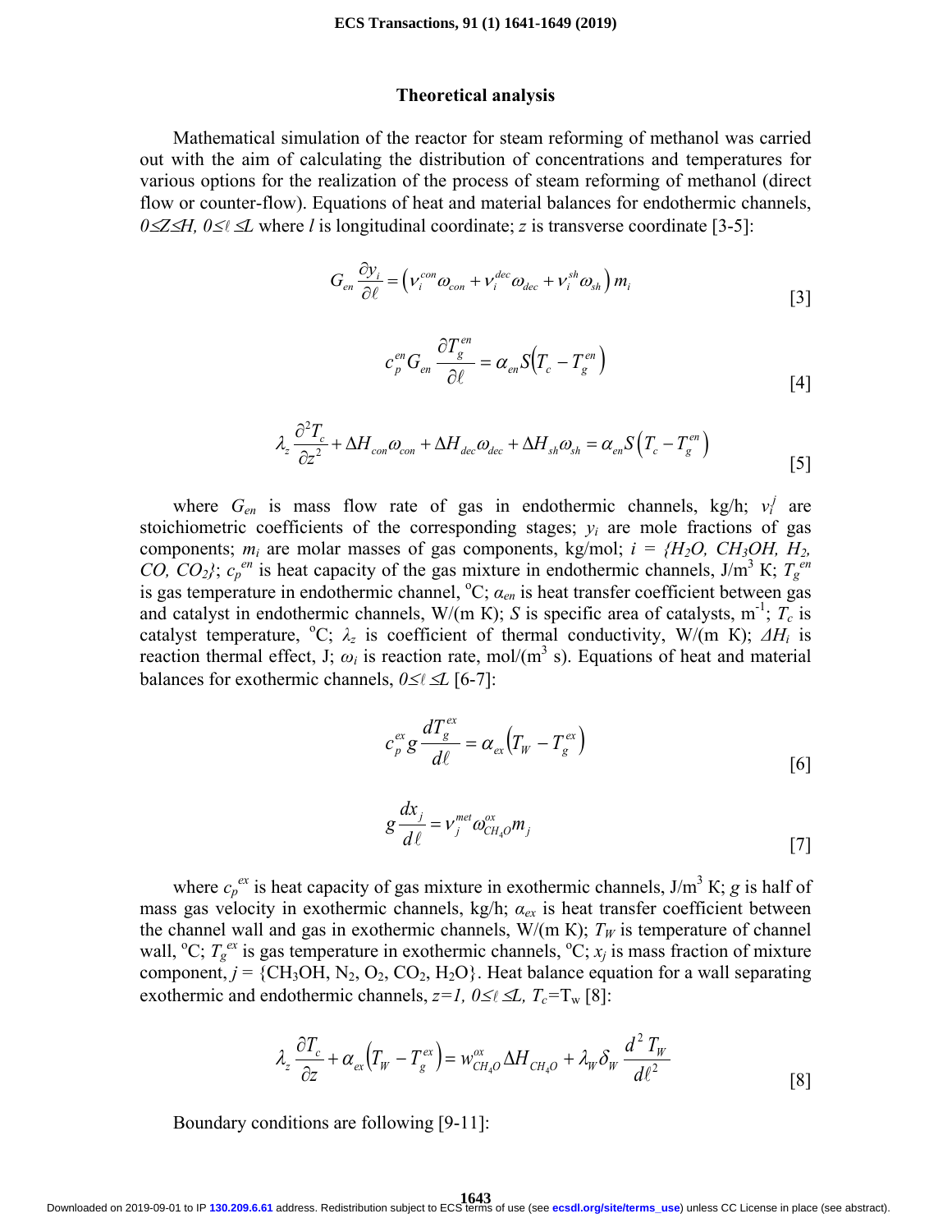### Theoretical analysis

Mathematical simulation of the reactor for steam reforming of methanol was carried out with the aim of calculating the distribution of concentrations and temperatures for various options for the realization of the process of steam reforming of methanol (direct flow or counter-flow). Equations of heat and material balances for endothermic channels, $0 \le Z \le H$, $0 \le \ell \le L$ where $l$ is longitudinal coordinate; $z$ is transverse coordinate [3-5]:

$$G_{en}\frac{\partial y_i}{\partial \ell} = \left(\nu_i^{con}\omega_{con} + \nu_i^{dec}\omega_{dec} + \nu_i^{sh}\omega_{sh}\right)m_i \qquad [3]$$

$$c_p^{en}G_{en}\frac{\partial T_g^{en}}{\partial \ell} = \alpha_{en}S\left(T_c - T_g^{en}\right) \qquad [4]$$

$$\lambda_z\frac{\partial^2 T_c}{\partial z^2} + \Delta H_{con}\omega_{con} + \Delta H_{dec}\omega_{dec} + \Delta H_{sh}\omega_{sh} = \alpha_{en}S\left(T_c - T_g^{en}\right) \qquad [5]$$

where $G_{en}$ is mass flow rate of gas in endothermic channels, kg/h; $\nu_i^j$ are stoichiometric coefficients of the corresponding stages; $y_i$ are mole fractions of gas components; $m_i$ are molar masses of gas components, kg/mol; $i = \{H_2O, CH_3OH, H_2, CO, CO_2\}$; $c_p^{en}$ is heat capacity of the gas mixture in endothermic channels, J/m$^3$ K; $T_g^{en}$ is gas temperature in endothermic channel, $^oC$; $\alpha_{en}$ is heat transfer coefficient between gas and catalyst in endothermic channels, W/(m K); $S$ is specific area of catalysts, m$^{-1}$; $T_c$ is catalyst temperature, $^oC$; $\lambda_z$ is coefficient of thermal conductivity, W/(m K); $\Delta H_i$ is reaction thermal effect, J; $\omega_i$ is reaction rate, mol/(m$^3$ s). Equations of heat and material balances for exothermic channels, $0 \le \ell \le L$ [6-7]:

$$c_p^{ex}g\frac{dT_g^{ex}}{d\ell} = \alpha_{ex}\left(T_W - T_g^{ex}\right) \qquad [6]$$

$$g\frac{dx_j}{d\ell} = \nu_j^{met}\omega_{CH_4O}^{ox}m_j \qquad [7]$$

where $c_p^{ex}$ is heat capacity of gas mixture in exothermic channels, J/m$^3$ K; $g$ is half of mass gas velocity in exothermic channels, kg/h; $\alpha_{ex}$ is heat transfer coefficient between the channel wall and gas in exothermic channels, W/(m K); $T_W$ is temperature of channel wall, $^oC$; $T_g^{ex}$ is gas temperature in exothermic channels, $^oC$; $x_j$ is mass fraction of mixture component, $j = \{CH_3OH, N_2, O_2, CO_2, H_2O\}$. Heat balance equation for a wall separating exothermic and endothermic channels, $z=1$, $0 \le \ell \le L$, $T_c = T_w$ [8]:

$$\lambda_z\frac{\partial T_c}{\partial z} + \alpha_{ex}\left(T_W - T_g^{ex}\right) = w_{CH_4O}^{ox}\Delta H_{CH_4O} + \lambda_W\delta_W\frac{d^2 T_W}{d\ell^2} \qquad [8]$$

Boundary conditions are following [9-11]: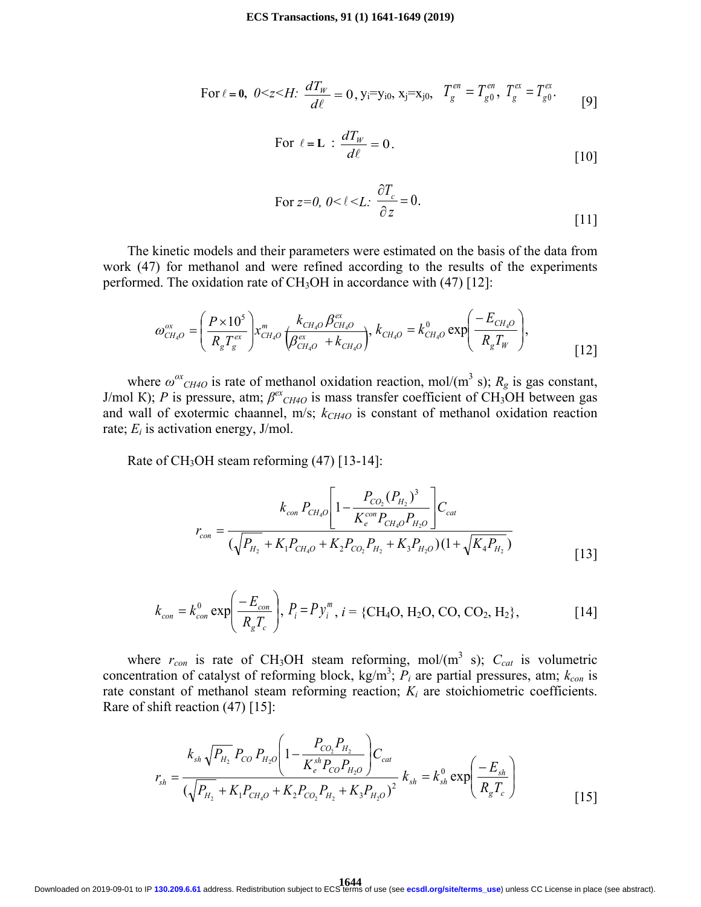$$\text{For } \ell = 0,\ 0<z<H:\ \frac{dT_W}{d\ell} = 0,\ y_i = y_{i0},\ x_j = x_{j0},\ \ T_g^{en} = T_{g0}^{en},\ T_g^{ex} = T_{g0}^{ex}. \tag{9}$$

$$\text{For } \ell = L:\ \frac{dT_W}{d\ell} = 0. \tag{10}$$

$$\text{For } z=0,\ 0<\ell<L:\ \frac{\partial T_c}{\partial z} = 0. \tag{11}$$

The kinetic models and their parameters were estimated on the basis of the data from work (47) for methanol and were refined according to the results of the experiments performed. The oxidation rate of $CH_3OH$ in accordance with (47) [12]:

$$\omega_{CH_4O}^{ox} = \left(\frac{P \times 10^5}{R_g T_g^{ex}}\right) x_{CH_4O}^m \frac{k_{CH_4O}\,\beta_{CH_4O}^{ex}}{\left(\beta_{CH_4O}^{ex} + k_{CH_4O}\right)},\ k_{CH_4O} = k_{CH_4O}^0 \exp\left(\frac{-E_{CH_4O}}{R_g T_W}\right), \tag{12}$$

where $\omega^{ox}{}_{CH4O}$ is rate of methanol oxidation reaction, mol/(m$^3$ s); $R_g$ is gas constant, J/mol K); $P$ is pressure, atm; $\beta^{ex}{}_{CH4O}$ is mass transfer coefficient of $CH_3OH$ between gas and wall of exotermic chaannel, m/s; $k_{CH4O}$ is constant of methanol oxidation reaction rate; $E_i$ is activation energy, J/mol.

Rate of $CH_3OH$ steam reforming (47) [13-14]:

$$r_{con} = \frac{k_{con}\,P_{CH_4O}\left[1 - \frac{P_{CO_2}(P_{H_2})^3}{K_e^{con} P_{CH_4O} P_{H_2O}}\right] C_{cat}}{\left(\sqrt{P_{H_2}} + K_1 P_{CH_4O} + K_2 P_{CO_2} P_{H_2} + K_3 P_{H_2O}\right)\left(1 + \sqrt{K_4 P_{H_2}}\right)} \tag{13}$$

$$k_{con} = k_{con}^0 \exp\left(\frac{-E_{con}}{R_g T_c}\right),\ P_i = P y_i^m,\ i = \{CH_4O, H_2O, CO, CO_2, H_2\}, \tag{14}$$

where $r_{con}$ is rate of $CH_3OH$ steam reforming, mol/(m$^3$ s); $C_{cat}$ is volumetric concentration of catalyst of reforming block, kg/m$^3$; $P_i$ are partial pressures, atm; $k_{con}$ is rate constant of methanol steam reforming reaction; $K_i$ are stoichiometric coefficients. Rare of shift reaction (47) [15]:

$$r_{sh} = \frac{k_{sh}\sqrt{P_{H_2}}\,P_{CO}\,P_{H_2O}\left(1 - \frac{P_{CO_2} P_{H_2}}{K_e^{sh} P_{CO} P_{H_2O}}\right) C_{cat}}{\left(\sqrt{P_{H_2}} + K_1 P_{CH_4O} + K_2 P_{CO_2} P_{H_2} + K_3 P_{H_2O}\right)^2}\ k_{sh} = k_{sh}^0 \exp\left(\frac{-E_{sh}}{R_g T_c}\right) \tag{15}$$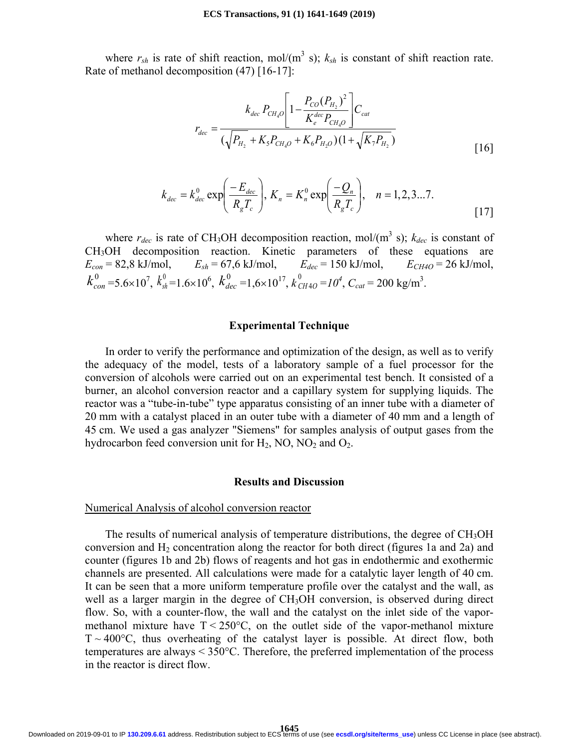where $r_{sh}$ is rate of shift reaction, mol/(m$^3$ s); $k_{sh}$ is constant of shift reaction rate. Rate of methanol decomposition (47) [16-17]:

$$r_{dec} = \frac{k_{dec}\, P_{CH_4O}\left[1 - \frac{P_{CO}(P_{H_2})^2}{K_e^{dec} P_{CH_4O}}\right] C_{cat}}{(\sqrt{P_{H_2}} + K_5 P_{CH_4O} + K_6 P_{H_2O})(1 + \sqrt{K_7 P_{H_2}})} \qquad [16]$$

$$k_{dec} = k_{dec}^0 \exp\left(\frac{-E_{dec}}{R_g T_c}\right),\; K_n = K_n^0 \exp\left(\frac{-Q_n}{R_g T_c}\right), \quad n = 1,2,3...7. \qquad [17]$$

where $r_{dec}$ is rate of $CH_3OH$ decomposition reaction, mol/(m$^3$ s); $k_{dec}$ is constant of $CH_3OH$ decomposition reaction. Kinetic parameters of these equations are $E_{con}$ = 82,8 kJ/mol, $E_{sh}$ = 67,6 kJ/mol, $E_{dec}$ = 150 kJ/mol, $E_{CH4O}$ = 26 kJ/mol, $k_{con}^0$ =5.6×10$^7$, $k_{sh}^0$=1.6×10$^6$, $k_{dec}^0$ =1,6×10$^{17}$, $k_{CH4O}^0$ =*10*$^4$, $C_{cat}$ = 200 kg/m$^3$.

## Experimental Technique

In order to verify the performance and optimization of the design, as well as to verify the adequacy of the model, tests of a laboratory sample of a fuel processor for the conversion of alcohols were carried out on an experimental test bench. It consisted of a burner, an alcohol conversion reactor and a capillary system for supplying liquids. The reactor was a "tube-in-tube" type apparatus consisting of an inner tube with a diameter of 20 mm with a catalyst placed in an outer tube with a diameter of 40 mm and a length of 45 cm. We used a gas analyzer "Siemens" for samples analysis of output gases from the hydrocarbon feed conversion unit for $H_2$, NO, $NO_2$ and $O_2$.

## Results and Discussion

Numerical Analysis of alcohol conversion reactor

The results of numerical analysis of temperature distributions, the degree of $CH_3OH$ conversion and $H_2$ concentration along the reactor for both direct (figures 1a and 2a) and counter (figures 1b and 2b) flows of reagents and hot gas in endothermic and exothermic channels are presented. All calculations were made for a catalytic layer length of 40 cm. It can be seen that a more uniform temperature profile over the catalyst and the wall, as well as a larger margin in the degree of $CH_3OH$ conversion, is observed during direct flow. So, with a counter-flow, the wall and the catalyst on the inlet side of the vapor-methanol mixture have $T < 250$°C, on the outlet side of the vapor-methanol mixture $T \sim 400$°C, thus overheating of the catalyst layer is possible. At direct flow, both temperatures are always < 350°C. Therefore, the preferred implementation of the process in the reactor is direct flow.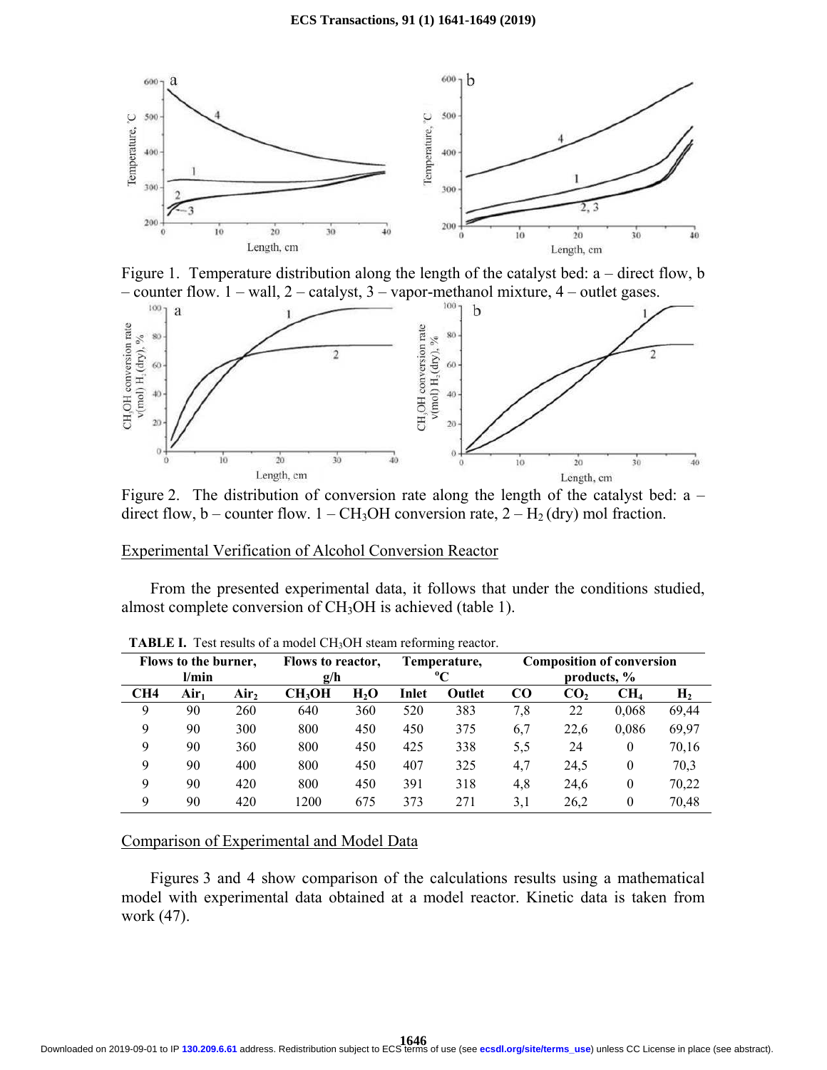Figure 1. Temperature distribution along the length of the catalyst bed: a – direct flow, b – counter flow. 1 – wall, 2 – catalyst, 3 – vapor-methanol mixture, 4 – outlet gases.

Figure 2. The distribution of conversion rate along the length of the catalyst bed: a – direct flow, b – counter flow. 1 – $CH_3OH$ conversion rate, 2 – $H_2$ (dry) mol fraction.

## Experimental Verification of Alcohol Conversion Reactor

From the presented experimental data, it follows that under the conditions studied, almost complete conversion of $CH_3OH$ is achieved (table 1).

**TABLE I.** Test results of a model $CH_3OH$ steam reforming reactor.

| Flows to the burner, l/min | | | Flows to reactor, g/h | | Temperature, °C | | Composition of conversion products, % | | | |
|---|---|---|---|---|---|---|---|---|---|---|
| CH4 | Air$_1$ | Air$_2$ | $CH_3OH$ | $H_2O$ | Inlet | Outlet | CO | $CO_2$ | $CH_4$ | $H_2$ |
| 9 | 90 | 260 | 640 | 360 | 520 | 383 | 7,8 | 22 | 0,068 | 69,44 |
| 9 | 90 | 300 | 800 | 450 | 450 | 375 | 6,7 | 22,6 | 0,086 | 69,97 |
| 9 | 90 | 360 | 800 | 450 | 425 | 338 | 5,5 | 24 | 0 | 70,16 |
| 9 | 90 | 400 | 800 | 450 | 407 | 325 | 4,7 | 24,5 | 0 | 70,3 |
| 9 | 90 | 420 | 800 | 450 | 391 | 318 | 4,8 | 24,6 | 0 | 70,22 |
| 9 | 90 | 420 | 1200 | 675 | 373 | 271 | 3,1 | 26,2 | 0 | 70,48 |

## Comparison of Experimental and Model Data

Figures 3 and 4 show comparison of the calculations results using a mathematical model with experimental data obtained at a model reactor. Kinetic data is taken from work (47).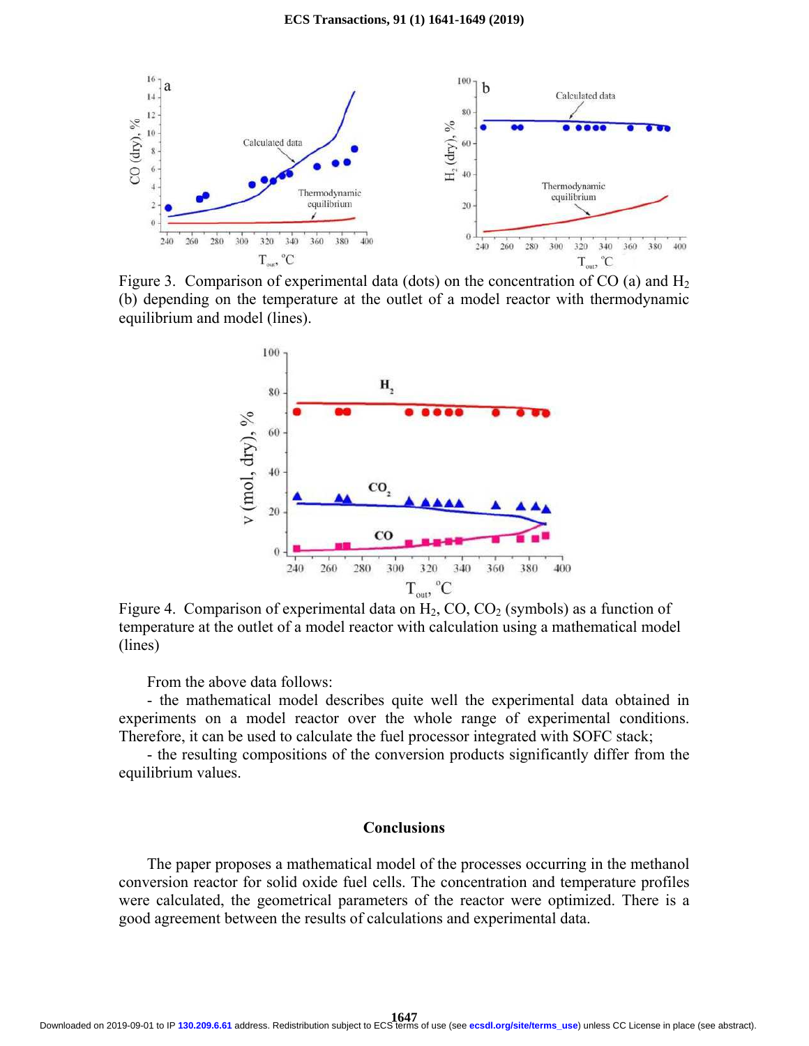Figure 3. Comparison of experimental data (dots) on the concentration of CO (a) and $H_2$ (b) depending on the temperature at the outlet of a model reactor with thermodynamic equilibrium and model (lines).

Figure 4. Comparison of experimental data on $H_2$, CO, $CO_2$ (symbols) as a function of temperature at the outlet of a model reactor with calculation using a mathematical model (lines)

From the above data follows:

- the mathematical model describes quite well the experimental data obtained in experiments on a model reactor over the whole range of experimental conditions. Therefore, it can be used to calculate the fuel processor integrated with SOFC stack;
- the resulting compositions of the conversion products significantly differ from the equilibrium values.

## Conclusions

The paper proposes a mathematical model of the processes occurring in the methanol conversion reactor for solid oxide fuel cells. The concentration and temperature profiles were calculated, the geometrical parameters of the reactor were optimized. There is a good agreement between the results of calculations and experimental data.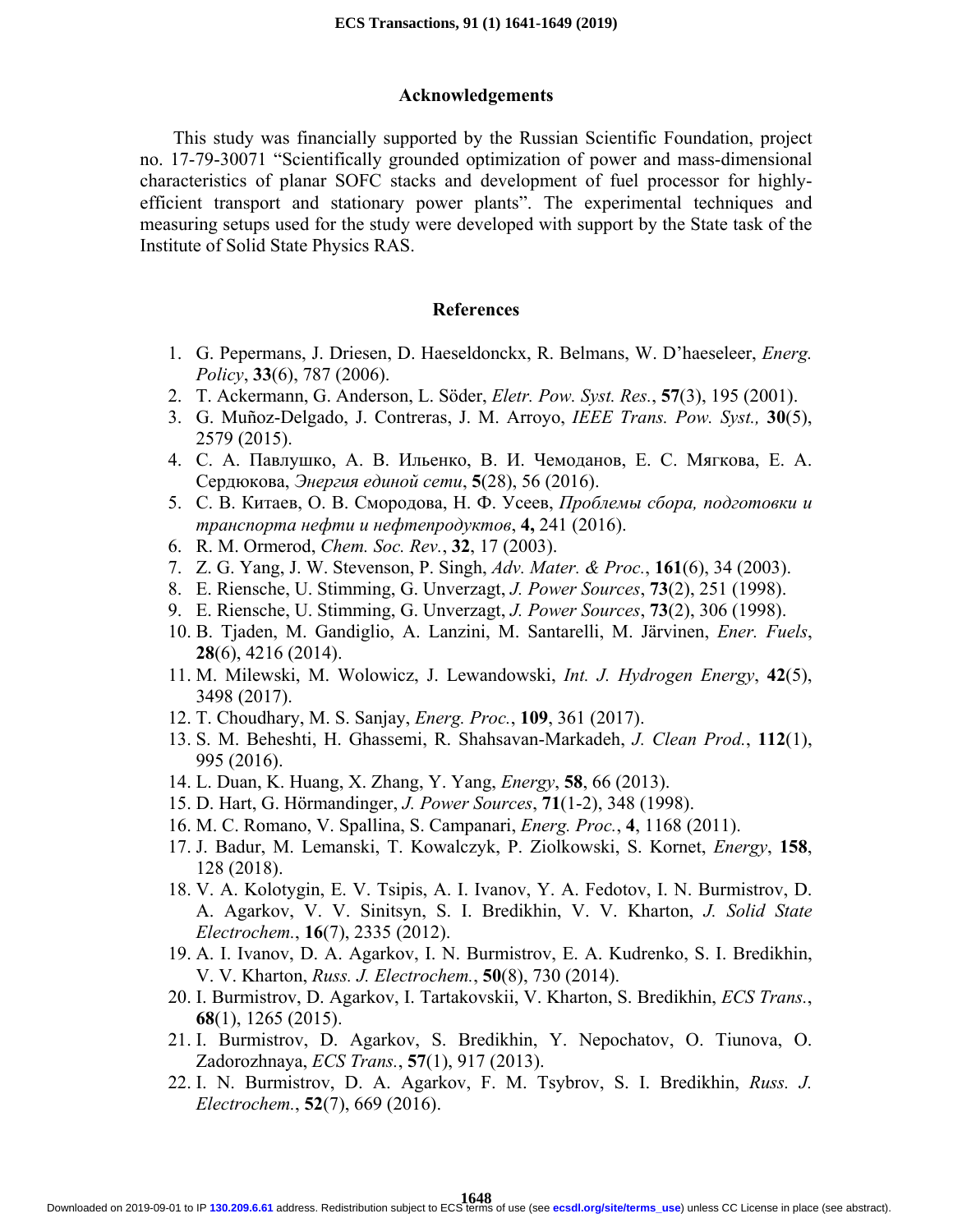## Acknowledgements

This study was financially supported by the Russian Scientific Foundation, project no. 17-79-30071 "Scientifically grounded optimization of power and mass-dimensional characteristics of planar SOFC stacks and development of fuel processor for highly-efficient transport and stationary power plants". The experimental techniques and measuring setups used for the study were developed with support by the State task of the Institute of Solid State Physics RAS.

## References

1. G. Pepermans, J. Driesen, D. Haeseldonckx, R. Belmans, W. D'haeseleer, *Energ. Policy*, **33**(6), 787 (2006).
2. T. Ackermann, G. Anderson, L. Söder, *Eletr. Pow. Syst. Res.*, **57**(3), 195 (2001).
3. G. Muñoz-Delgado, J. Contreras, J. M. Arroyo, *IEEE Trans. Pow. Syst.,* **30**(5), 2579 (2015).
4. С. А. Павлушко, А. В. Ильенко, В. И. Чемоданов, Е. С. Мягкова, Е. А. Сердюкова, *Энергия единой сети*, **5**(28), 56 (2016).
5. С. В. Китаев, О. В. Смородова, Н. Ф. Усеев, *Проблемы сбора, подготовки и транспорта нефти и нефтепродуктов*, **4,** 241 (2016).
6. R. M. Ormerod, *Chem. Soc. Rev.*, **32**, 17 (2003).
7. Z. G. Yang, J. W. Stevenson, P. Singh, *Adv. Mater. & Proc.*, **161**(6), 34 (2003).
8. E. Riensche, U. Stimming, G. Unverzagt, *J. Power Sources*, **73**(2), 251 (1998).
9. E. Riensche, U. Stimming, G. Unverzagt, *J. Power Sources*, **73**(2), 306 (1998).
10. B. Tjaden, M. Gandiglio, A. Lanzini, M. Santarelli, M. Järvinen, *Ener. Fuels*, **28**(6), 4216 (2014).
11. M. Milewski, M. Wolowicz, J. Lewandowski, *Int. J. Hydrogen Energy*, **42**(5), 3498 (2017).
12. T. Choudhary, M. S. Sanjay, *Energ. Proc.*, **109**, 361 (2017).
13. S. M. Beheshti, H. Ghassemi, R. Shahsavan-Markadeh, *J. Clean Prod.*, **112**(1), 995 (2016).
14. L. Duan, K. Huang, X. Zhang, Y. Yang, *Energy*, **58**, 66 (2013).
15. D. Hart, G. Hörmandinger, *J. Power Sources*, **71**(1-2), 348 (1998).
16. M. C. Romano, V. Spallina, S. Campanari, *Energ. Proc.*, **4**, 1168 (2011).
17. J. Badur, M. Lemanski, T. Kowalczyk, P. Ziolkowski, S. Kornet, *Energy*, **158**, 128 (2018).
18. V. A. Kolotygin, E. V. Tsipis, A. I. Ivanov, Y. A. Fedotov, I. N. Burmistrov, D. A. Agarkov, V. V. Sinitsyn, S. I. Bredikhin, V. V. Kharton, *J. Solid State Electrochem.*, **16**(7), 2335 (2012).
19. A. I. Ivanov, D. A. Agarkov, I. N. Burmistrov, E. A. Kudrenko, S. I. Bredikhin, V. V. Kharton, *Russ. J. Electrochem.*, **50**(8), 730 (2014).
20. I. Burmistrov, D. Agarkov, I. Tartakovskii, V. Kharton, S. Bredikhin, *ECS Trans.*, **68**(1), 1265 (2015).
21. I. Burmistrov, D. Agarkov, S. Bredikhin, Y. Nepochatov, O. Tiunova, O. Zadorozhnaya, *ECS Trans.*, **57**(1), 917 (2013).
22. I. N. Burmistrov, D. A. Agarkov, F. M. Tsybrov, S. I. Bredikhin, *Russ. J. Electrochem.*, **52**(7), 669 (2016).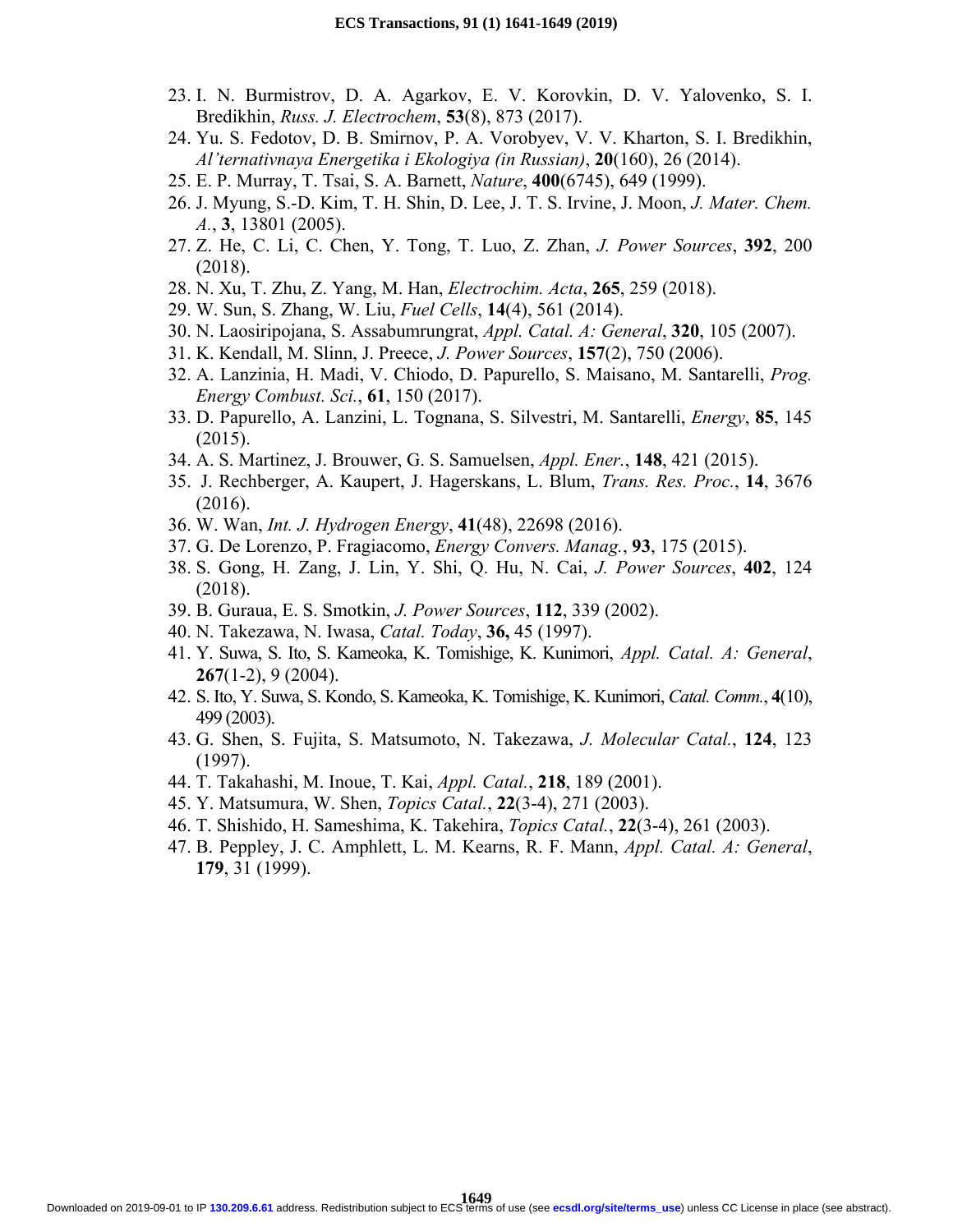23. I. N. Burmistrov, D. A. Agarkov, E. V. Korovkin, D. V. Yalovenko, S. I. Bredikhin, *Russ. J. Electrochem*, **53**(8), 873 (2017).
24. Yu. S. Fedotov, D. B. Smirnov, P. A. Vorobyev, V. V. Kharton, S. I. Bredikhin, *Al'ternativnaya Energetika i Ekologiya (in Russian)*, **20**(160), 26 (2014).
25. E. P. Murray, T. Tsai, S. A. Barnett, *Nature*, **400**(6745), 649 (1999).
26. J. Myung, S.-D. Kim, T. H. Shin, D. Lee, J. T. S. Irvine, J. Moon, *J. Mater. Chem. A.*, **3**, 13801 (2005).
27. Z. He, C. Li, C. Chen, Y. Tong, T. Luo, Z. Zhan, *J. Power Sources*, **392**, 200 (2018).
28. N. Xu, T. Zhu, Z. Yang, M. Han, *Electrochim. Acta*, **265**, 259 (2018).
29. W. Sun, S. Zhang, W. Liu, *Fuel Cells*, **14**(4), 561 (2014).
30. N. Laosiripojana, S. Assabumrungrat, *Appl. Catal. A: General*, **320**, 105 (2007).
31. K. Kendall, M. Slinn, J. Preece, *J. Power Sources*, **157**(2), 750 (2006).
32. A. Lanzinia, H. Madi, V. Chiodo, D. Papurello, S. Maisano, M. Santarelli, *Prog. Energy Combust. Sci.*, **61**, 150 (2017).
33. D. Papurello, A. Lanzini, L. Tognana, S. Silvestri, M. Santarelli, *Energy*, **85**, 145 (2015).
34. A. S. Martinez, J. Brouwer, G. S. Samuelsen, *Appl. Ener.*, **148**, 421 (2015).
35. J. Rechberger, A. Kaupert, J. Hagerskans, L. Blum, *Trans. Res. Proc.*, **14**, 3676 (2016).
36. W. Wan, *Int. J. Hydrogen Energy*, **41**(48), 22698 (2016).
37. G. De Lorenzo, P. Fragiacomo, *Energy Convers. Manag.*, **93**, 175 (2015).
38. S. Gong, H. Zang, J. Lin, Y. Shi, Q. Hu, N. Cai, *J. Power Sources*, **402**, 124 (2018).
39. B. Guraua, E. S. Smotkin, *J. Power Sources*, **112**, 339 (2002).
40. N. Takezawa, N. Iwasa, *Catal. Today*, **36,** 45 (1997).
41. Y. Suwa, S. Ito, S. Kameoka, K. Tomishige, K. Kunimori, *Appl. Catal. A: General*, **267**(1-2), 9 (2004).
42. S. Ito, Y. Suwa, S. Kondo, S. Kameoka, K. Tomishige, K. Kunimori, *Catal. Comm.*, **4**(10), 499 (2003).
43. G. Shen, S. Fujita, S. Matsumoto, N. Takezawa, *J. Molecular Catal.*, **124**, 123 (1997).
44. T. Takahashi, M. Inoue, T. Kai, *Appl. Catal.*, **218**, 189 (2001).
45. Y. Matsumura, W. Shen, *Topics Catal.*, **22**(3-4), 271 (2003).
46. T. Shishido, H. Sameshima, K. Takehira, *Topics Catal.*, **22**(3-4), 261 (2003).
47. B. Peppley, J. C. Amphlett, L. M. Kearns, R. F. Mann, *Appl. Catal. A: General*, **179**, 31 (1999).